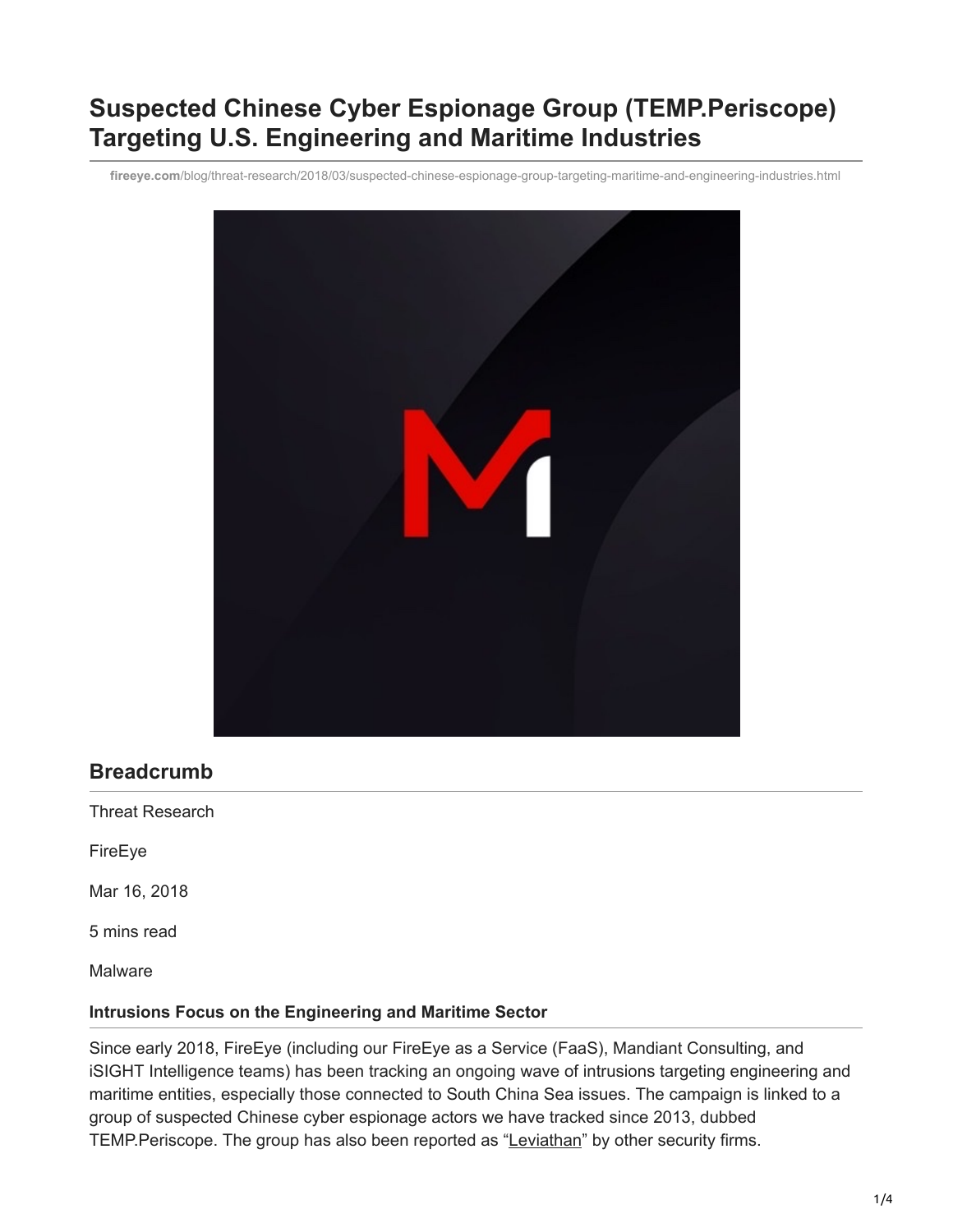# Suspected Chinese Cyber Espionage Group (TEMP.Periscope) Targeting U.S. Engineering and Maritime Industries

fireeye.com/blog/threat-research/2018/03/suspected-chinese-espionage-group-targeting-maritime-and-engineering-industries.html

## Breadcrumb

Threat Research

FireEye

Mar 16, 2018

5 mins read

Malware

### Intrusions Focus on the Engineering and Maritime Sector

Since early 2018, FireEye (including our FireEye as a Service (FaaS), Mandiant Consulting, and iSIGHT Intelligence teams) has been tracking an ongoing wave of intrusions targeting engineering and maritime entities, especially those connected to South China Sea issues. The campaign is linked to a group of suspected Chinese cyber espionage actors we have tracked since 2013, dubbed TEMP.Periscope. The group has also been reported as "Leviathan" by other security firms.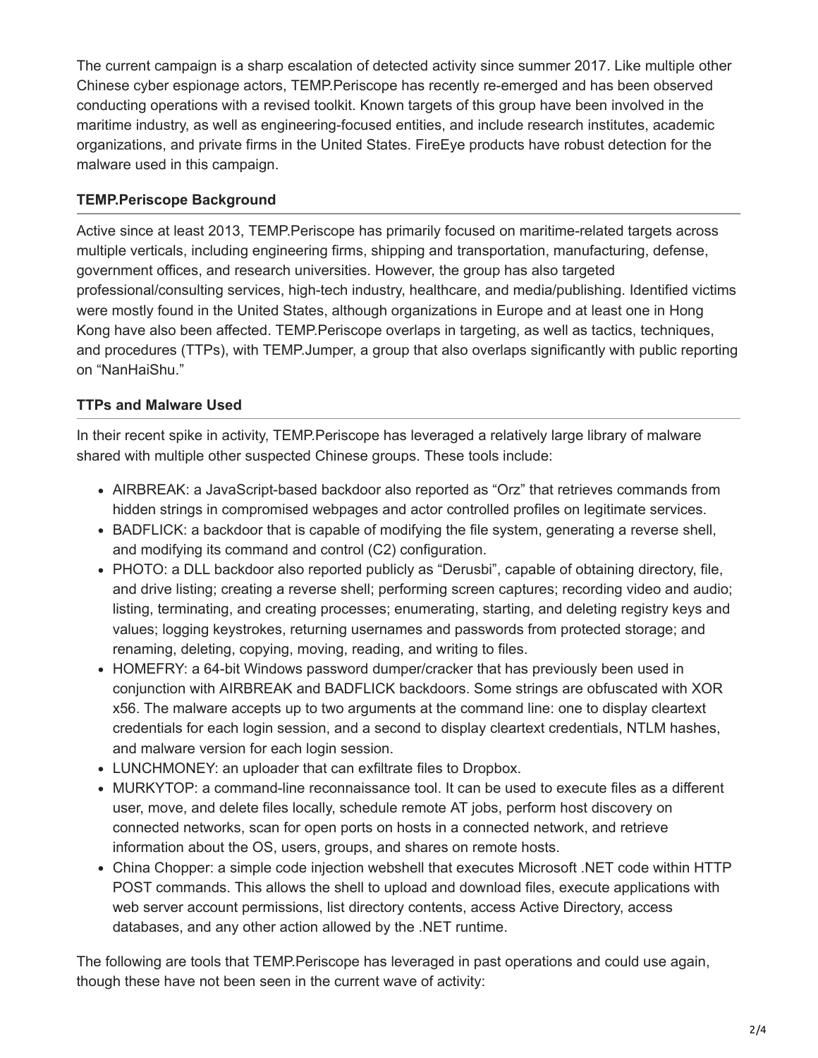The current campaign is a sharp escalation of detected activity since summer 2017. Like multiple other Chinese cyber espionage actors, TEMP.Periscope has recently re-emerged and has been observed conducting operations with a revised toolkit. Known targets of this group have been involved in the maritime industry, as well as engineering-focused entities, and include research institutes, academic organizations, and private firms in the United States. FireEye products have robust detection for the malware used in this campaign.

### TEMP.Periscope Background

Active since at least 2013, TEMP.Periscope has primarily focused on maritime-related targets across multiple verticals, including engineering firms, shipping and transportation, manufacturing, defense, government offices, and research universities. However, the group has also targeted professional/consulting services, high-tech industry, healthcare, and media/publishing. Identified victims were mostly found in the United States, although organizations in Europe and at least one in Hong Kong have also been affected. TEMP.Periscope overlaps in targeting, as well as tactics, techniques, and procedures (TTPs), with TEMP.Jumper, a group that also overlaps significantly with public reporting on “NanHaiShu.”

### TTPs and Malware Used

In their recent spike in activity, TEMP.Periscope has leveraged a relatively large library of malware shared with multiple other suspected Chinese groups. These tools include:

- AIRBREAK: a JavaScript-based backdoor also reported as “Orz” that retrieves commands from hidden strings in compromised webpages and actor controlled profiles on legitimate services.
- BADFLICK: a backdoor that is capable of modifying the file system, generating a reverse shell, and modifying its command and control (C2) configuration.
- PHOTO: a DLL backdoor also reported publicly as “Derusbi”, capable of obtaining directory, file, and drive listing; creating a reverse shell; performing screen captures; recording video and audio; listing, terminating, and creating processes; enumerating, starting, and deleting registry keys and values; logging keystrokes, returning usernames and passwords from protected storage; and renaming, deleting, copying, moving, reading, and writing to files.
- HOMEFRY: a 64-bit Windows password dumper/cracker that has previously been used in conjunction with AIRBREAK and BADFLICK backdoors. Some strings are obfuscated with XOR x56. The malware accepts up to two arguments at the command line: one to display cleartext credentials for each login session, and a second to display cleartext credentials, NTLM hashes, and malware version for each login session.
- LUNCHMONEY: an uploader that can exfiltrate files to Dropbox.
- MURKYTOP: a command-line reconnaissance tool. It can be used to execute files as a different user, move, and delete files locally, schedule remote AT jobs, perform host discovery on connected networks, scan for open ports on hosts in a connected network, and retrieve information about the OS, users, groups, and shares on remote hosts.
- China Chopper: a simple code injection webshell that executes Microsoft .NET code within HTTP POST commands. This allows the shell to upload and download files, execute applications with web server account permissions, list directory contents, access Active Directory, access databases, and any other action allowed by the .NET runtime.

The following are tools that TEMP.Periscope has leveraged in past operations and could use again, though these have not been seen in the current wave of activity: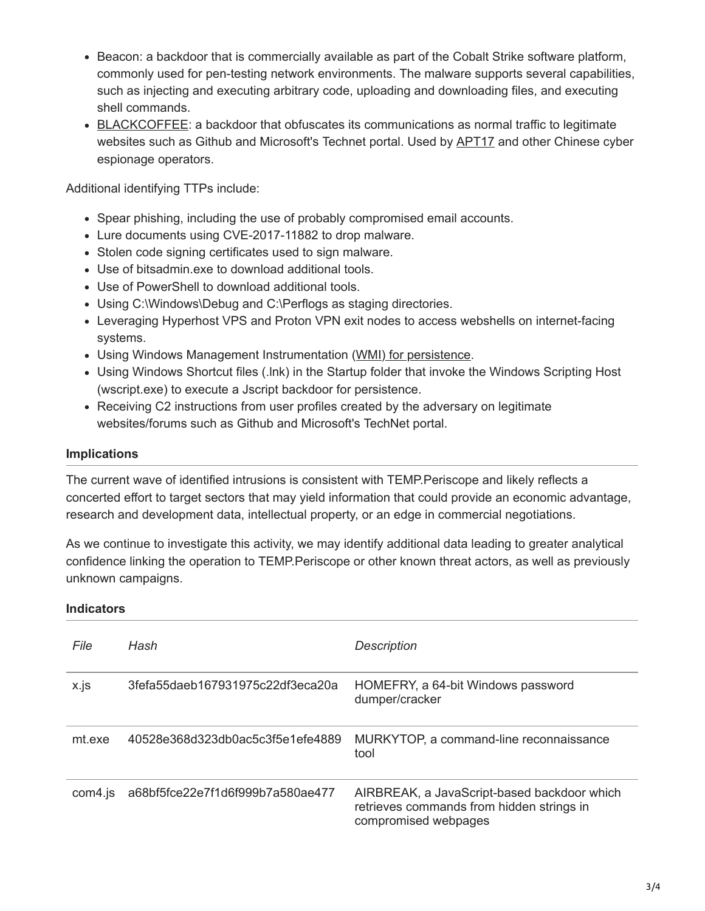- Beacon: a backdoor that is commercially available as part of the Cobalt Strike software platform, commonly used for pen-testing network environments. The malware supports several capabilities, such as injecting and executing arbitrary code, uploading and downloading files, and executing shell commands.
- BLACKCOFFEE: a backdoor that obfuscates its communications as normal traffic to legitimate websites such as Github and Microsoft's Technet portal. Used by APT17 and other Chinese cyber espionage operators.

Additional identifying TTPs include:

- Spear phishing, including the use of probably compromised email accounts.
- Lure documents using CVE-2017-11882 to drop malware.
- Stolen code signing certificates used to sign malware.
- Use of bitsadmin.exe to download additional tools.
- Use of PowerShell to download additional tools.
- Using C:\Windows\Debug and C:\Perflogs as staging directories.
- Leveraging Hyperhost VPS and Proton VPN exit nodes to access webshells on internet-facing systems.
- Using Windows Management Instrumentation (WMI) for persistence.
- Using Windows Shortcut files (.lnk) in the Startup folder that invoke the Windows Scripting Host (wscript.exe) to execute a Jscript backdoor for persistence.
- Receiving C2 instructions from user profiles created by the adversary on legitimate websites/forums such as Github and Microsoft's TechNet portal.

### Implications

The current wave of identified intrusions is consistent with TEMP.Periscope and likely reflects a concerted effort to target sectors that may yield information that could provide an economic advantage, research and development data, intellectual property, or an edge in commercial negotiations.

As we continue to investigate this activity, we may identify additional data leading to greater analytical confidence linking the operation to TEMP.Periscope or other known threat actors, as well as previously unknown campaigns.

### Indicators

| *File* | *Hash* | *Description* |
|---|---|---|
| x.js | 3fefa55daeb167931975c22df3eca20a | HOMEFRY, a 64-bit Windows password dumper/cracker |
| mt.exe | 40528e368d323db0ac5c3f5e1efe4889 | MURKYTOP, a command-line reconnaissance tool |
| com4.js | a68bf5fce22e7f1d6f999b7a580ae477 | AIRBREAK, a JavaScript-based backdoor which retrieves commands from hidden strings in compromised webpages |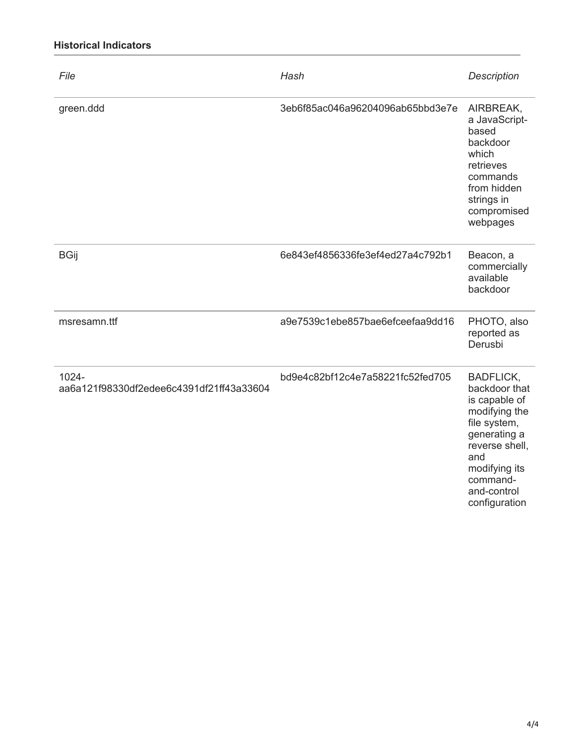**Historical Indicators**

| *File* | *Hash* | *Description* |
| --- | --- | --- |
| green.ddd | 3eb6f85ac046a96204096ab65bbd3e7e | AIRBREAK, a JavaScript-based backdoor which retrieves commands from hidden strings in compromised webpages |
| BGij | 6e843ef4856336fe3ef4ed27a4c792b1 | Beacon, a commercially available backdoor |
| msresamn.ttf | a9e7539c1ebe857bae6efceefaa9dd16 | PHOTO, also reported as Derusbi |
| 1024-aa6a121f98330df2edee6c4391df21ff43a33604 | bd9e4c82bf12c4e7a58221fc52fed705 | BADFLICK, backdoor that is capable of modifying the file system, generating a reverse shell, and modifying its command-and-control configuration |